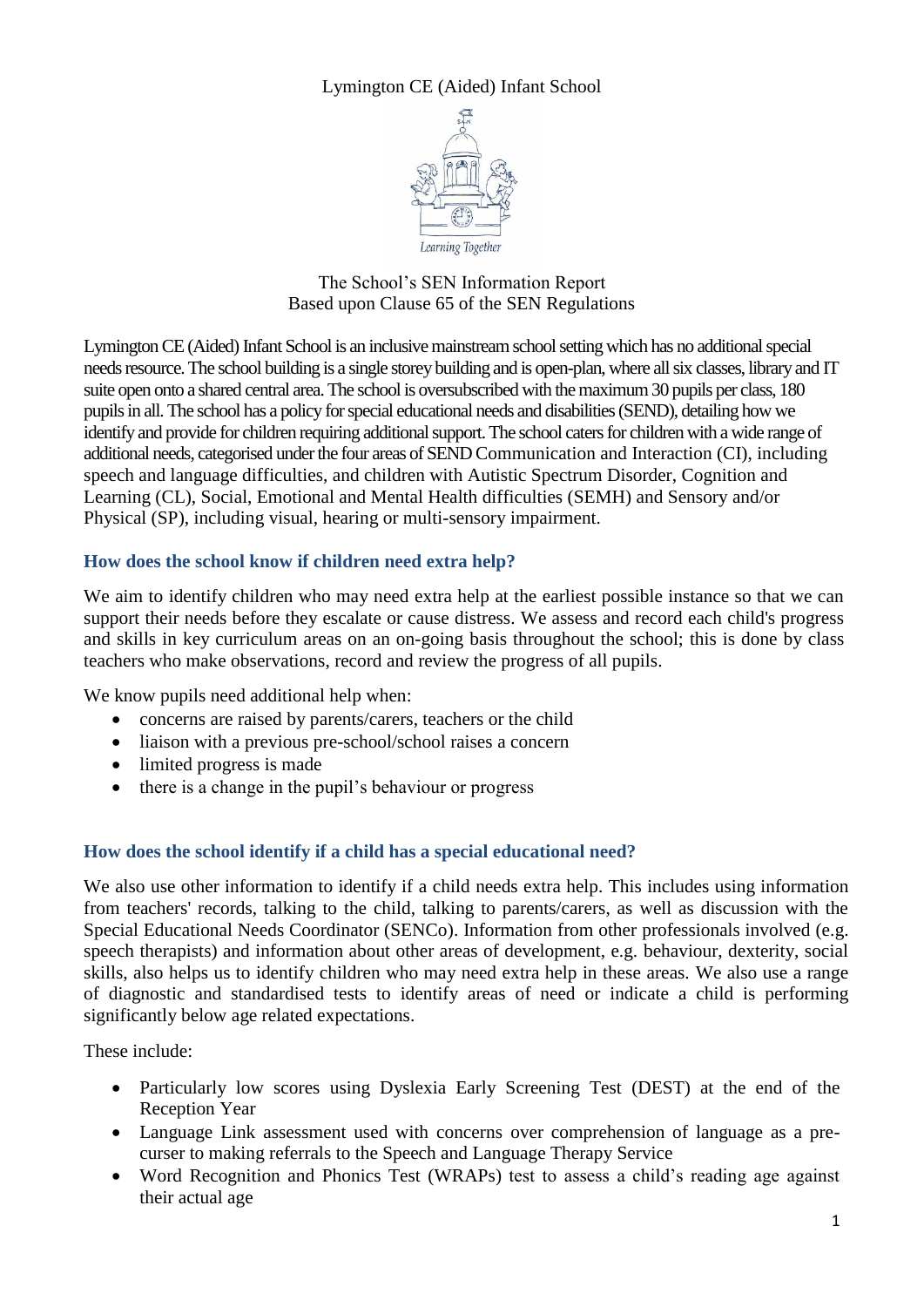# Lymington CE (Aided) Infant School

Learning Together

The School's SEN Information Report
Based upon Clause 65 of the SEN Regulations

Lymington CE (Aided) Infant School is an inclusive mainstream school setting which has no additional special needs resource. The school building is a single storey building and is open-plan, where all six classes, library and IT suite open onto a shared central area. The school is oversubscribed with the maximum 30 pupils per class, 180 pupils in all. The school has a policy for special educational needs and disabilities (SEND), detailing how we identify and provide for children requiring additional support. The school caters for children with a wide range of additional needs, categorised under the four areas of SEND Communication and Interaction (CI), including speech and language difficulties, and children with Autistic Spectrum Disorder, Cognition and Learning (CL), Social, Emotional and Mental Health difficulties (SEMH) and Sensory and/or Physical (SP), including visual, hearing or multi-sensory impairment.

## How does the school know if children need extra help?

We aim to identify children who may need extra help at the earliest possible instance so that we can support their needs before they escalate or cause distress. We assess and record each child's progress and skills in key curriculum areas on an on-going basis throughout the school; this is done by class teachers who make observations, record and review the progress of all pupils.

We know pupils need additional help when:

- concerns are raised by parents/carers, teachers or the child
- liaison with a previous pre-school/school raises a concern
- limited progress is made
- there is a change in the pupil's behaviour or progress

## How does the school identify if a child has a special educational need?

We also use other information to identify if a child needs extra help. This includes using information from teachers' records, talking to the child, talking to parents/carers, as well as discussion with the Special Educational Needs Coordinator (SENCo). Information from other professionals involved (e.g. speech therapists) and information about other areas of development, e.g. behaviour, dexterity, social skills, also helps us to identify children who may need extra help in these areas. We also use a range of diagnostic and standardised tests to identify areas of need or indicate a child is performing significantly below age related expectations.

These include:

- Particularly low scores using Dyslexia Early Screening Test (DEST) at the end of the Reception Year
- Language Link assessment used with concerns over comprehension of language as a pre-curser to making referrals to the Speech and Language Therapy Service
- Word Recognition and Phonics Test (WRAPs) test to assess a child's reading age against their actual age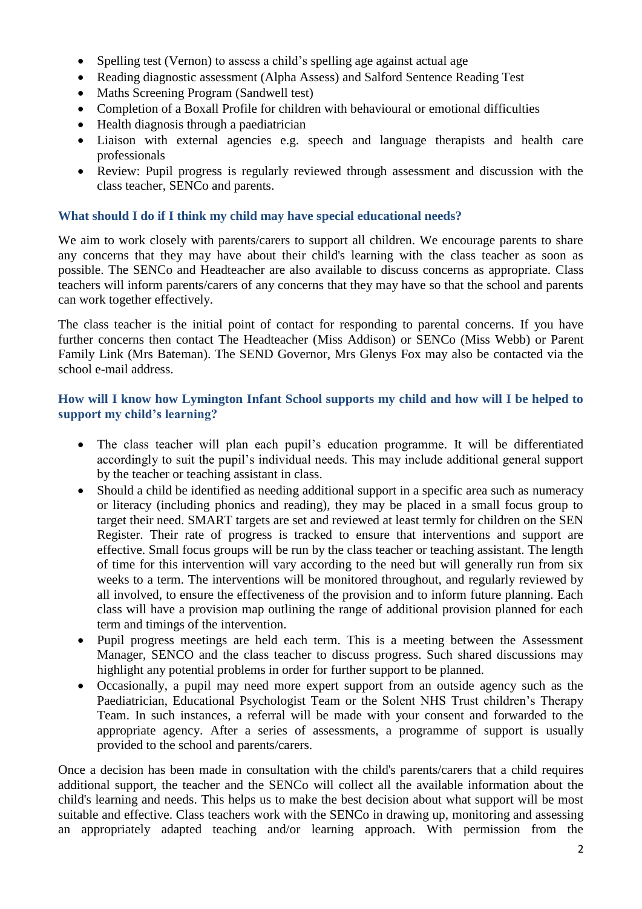- Spelling test (Vernon) to assess a child's spelling age against actual age
- Reading diagnostic assessment (Alpha Assess) and Salford Sentence Reading Test
- Maths Screening Program (Sandwell test)
- Completion of a Boxall Profile for children with behavioural or emotional difficulties
- Health diagnosis through a paediatrician
- Liaison with external agencies e.g. speech and language therapists and health care professionals
- Review: Pupil progress is regularly reviewed through assessment and discussion with the class teacher, SENCo and parents.

### What should I do if I think my child may have special educational needs?

We aim to work closely with parents/carers to support all children. We encourage parents to share any concerns that they may have about their child's learning with the class teacher as soon as possible. The SENCo and Headteacher are also available to discuss concerns as appropriate. Class teachers will inform parents/carers of any concerns that they may have so that the school and parents can work together effectively.

The class teacher is the initial point of contact for responding to parental concerns. If you have further concerns then contact The Headteacher (Miss Addison) or SENCo (Miss Webb) or Parent Family Link (Mrs Bateman). The SEND Governor, Mrs Glenys Fox may also be contacted via the school e-mail address.

### How will I know how Lymington Infant School supports my child and how will I be helped to support my child's learning?

- The class teacher will plan each pupil's education programme. It will be differentiated accordingly to suit the pupil's individual needs. This may include additional general support by the teacher or teaching assistant in class.
- Should a child be identified as needing additional support in a specific area such as numeracy or literacy (including phonics and reading), they may be placed in a small focus group to target their need. SMART targets are set and reviewed at least termly for children on the SEN Register. Their rate of progress is tracked to ensure that interventions and support are effective. Small focus groups will be run by the class teacher or teaching assistant. The length of time for this intervention will vary according to the need but will generally run from six weeks to a term. The interventions will be monitored throughout, and regularly reviewed by all involved, to ensure the effectiveness of the provision and to inform future planning. Each class will have a provision map outlining the range of additional provision planned for each term and timings of the intervention.
- Pupil progress meetings are held each term. This is a meeting between the Assessment Manager, SENCO and the class teacher to discuss progress. Such shared discussions may highlight any potential problems in order for further support to be planned.
- Occasionally, a pupil may need more expert support from an outside agency such as the Paediatrician, Educational Psychologist Team or the Solent NHS Trust children's Therapy Team. In such instances, a referral will be made with your consent and forwarded to the appropriate agency. After a series of assessments, a programme of support is usually provided to the school and parents/carers.

Once a decision has been made in consultation with the child's parents/carers that a child requires additional support, the teacher and the SENCo will collect all the available information about the child's learning and needs. This helps us to make the best decision about what support will be most suitable and effective. Class teachers work with the SENCo in drawing up, monitoring and assessing an appropriately adapted teaching and/or learning approach. With permission from the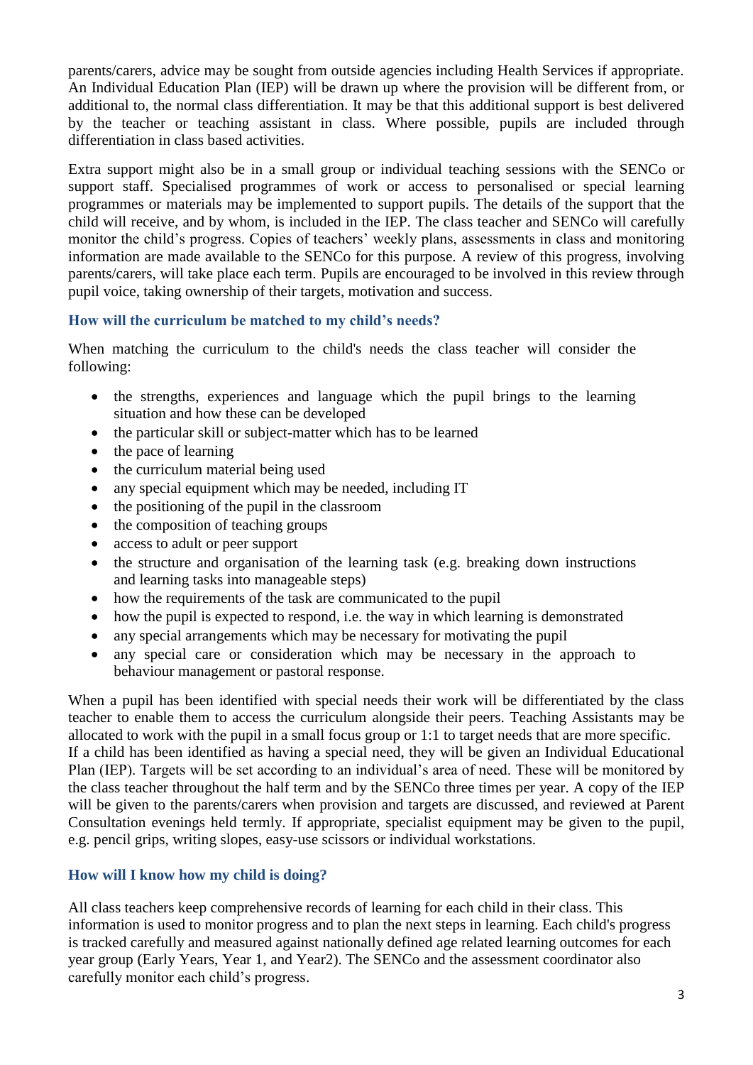parents/carers, advice may be sought from outside agencies including Health Services if appropriate. An Individual Education Plan (IEP) will be drawn up where the provision will be different from, or additional to, the normal class differentiation. It may be that this additional support is best delivered by the teacher or teaching assistant in class. Where possible, pupils are included through differentiation in class based activities.

Extra support might also be in a small group or individual teaching sessions with the SENCo or support staff. Specialised programmes of work or access to personalised or special learning programmes or materials may be implemented to support pupils. The details of the support that the child will receive, and by whom, is included in the IEP. The class teacher and SENCo will carefully monitor the child's progress. Copies of teachers' weekly plans, assessments in class and monitoring information are made available to the SENCo for this purpose. A review of this progress, involving parents/carers, will take place each term. Pupils are encouraged to be involved in this review through pupil voice, taking ownership of their targets, motivation and success.

### How will the curriculum be matched to my child's needs?

When matching the curriculum to the child's needs the class teacher will consider the following:

- the strengths, experiences and language which the pupil brings to the learning situation and how these can be developed
- the particular skill or subject-matter which has to be learned
- the pace of learning
- the curriculum material being used
- any special equipment which may be needed, including IT
- the positioning of the pupil in the classroom
- the composition of teaching groups
- access to adult or peer support
- the structure and organisation of the learning task (e.g. breaking down instructions and learning tasks into manageable steps)
- how the requirements of the task are communicated to the pupil
- how the pupil is expected to respond, i.e. the way in which learning is demonstrated
- any special arrangements which may be necessary for motivating the pupil
- any special care or consideration which may be necessary in the approach to behaviour management or pastoral response.

When a pupil has been identified with special needs their work will be differentiated by the class teacher to enable them to access the curriculum alongside their peers. Teaching Assistants may be allocated to work with the pupil in a small focus group or 1:1 to target needs that are more specific.
If a child has been identified as having a special need, they will be given an Individual Educational Plan (IEP). Targets will be set according to an individual's area of need. These will be monitored by the class teacher throughout the half term and by the SENCo three times per year. A copy of the IEP will be given to the parents/carers when provision and targets are discussed, and reviewed at Parent Consultation evenings held termly. If appropriate, specialist equipment may be given to the pupil, e.g. pencil grips, writing slopes, easy-use scissors or individual workstations.

### How will I know how my child is doing?

All class teachers keep comprehensive records of learning for each child in their class. This information is used to monitor progress and to plan the next steps in learning. Each child's progress is tracked carefully and measured against nationally defined age related learning outcomes for each year group (Early Years, Year 1, and Year2). The SENCo and the assessment coordinator also carefully monitor each child's progress.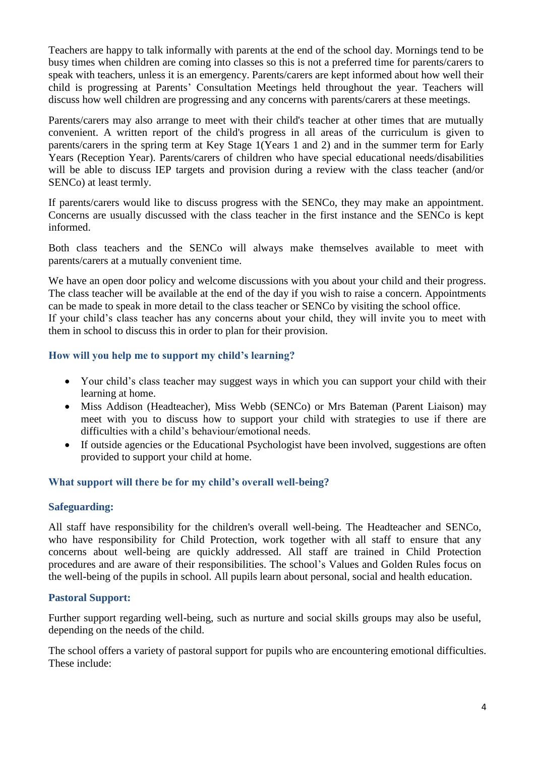Teachers are happy to talk informally with parents at the end of the school day. Mornings tend to be busy times when children are coming into classes so this is not a preferred time for parents/carers to speak with teachers, unless it is an emergency. Parents/carers are kept informed about how well their child is progressing at Parents' Consultation Meetings held throughout the year. Teachers will discuss how well children are progressing and any concerns with parents/carers at these meetings.

Parents/carers may also arrange to meet with their child's teacher at other times that are mutually convenient. A written report of the child's progress in all areas of the curriculum is given to parents/carers in the spring term at Key Stage 1(Years 1 and 2) and in the summer term for Early Years (Reception Year). Parents/carers of children who have special educational needs/disabilities will be able to discuss IEP targets and provision during a review with the class teacher (and/or SENCo) at least termly.

If parents/carers would like to discuss progress with the SENCo, they may make an appointment. Concerns are usually discussed with the class teacher in the first instance and the SENCo is kept informed.

Both class teachers and the SENCo will always make themselves available to meet with parents/carers at a mutually convenient time.

We have an open door policy and welcome discussions with you about your child and their progress. The class teacher will be available at the end of the day if you wish to raise a concern. Appointments can be made to speak in more detail to the class teacher or SENCo by visiting the school office.
If your child's class teacher has any concerns about your child, they will invite you to meet with them in school to discuss this in order to plan for their provision.

### How will you help me to support my child's learning?

- Your child's class teacher may suggest ways in which you can support your child with their learning at home.
- Miss Addison (Headteacher), Miss Webb (SENCo) or Mrs Bateman (Parent Liaison) may meet with you to discuss how to support your child with strategies to use if there are difficulties with a child's behaviour/emotional needs.
- If outside agencies or the Educational Psychologist have been involved, suggestions are often provided to support your child at home.

### What support will there be for my child's overall well-being?

#### Safeguarding:

All staff have responsibility for the children's overall well-being. The Headteacher and SENCo, who have responsibility for Child Protection, work together with all staff to ensure that any concerns about well-being are quickly addressed. All staff are trained in Child Protection procedures and are aware of their responsibilities. The school's Values and Golden Rules focus on the well-being of the pupils in school. All pupils learn about personal, social and health education.

#### Pastoral Support:

Further support regarding well-being, such as nurture and social skills groups may also be useful, depending on the needs of the child.

The school offers a variety of pastoral support for pupils who are encountering emotional difficulties. These include: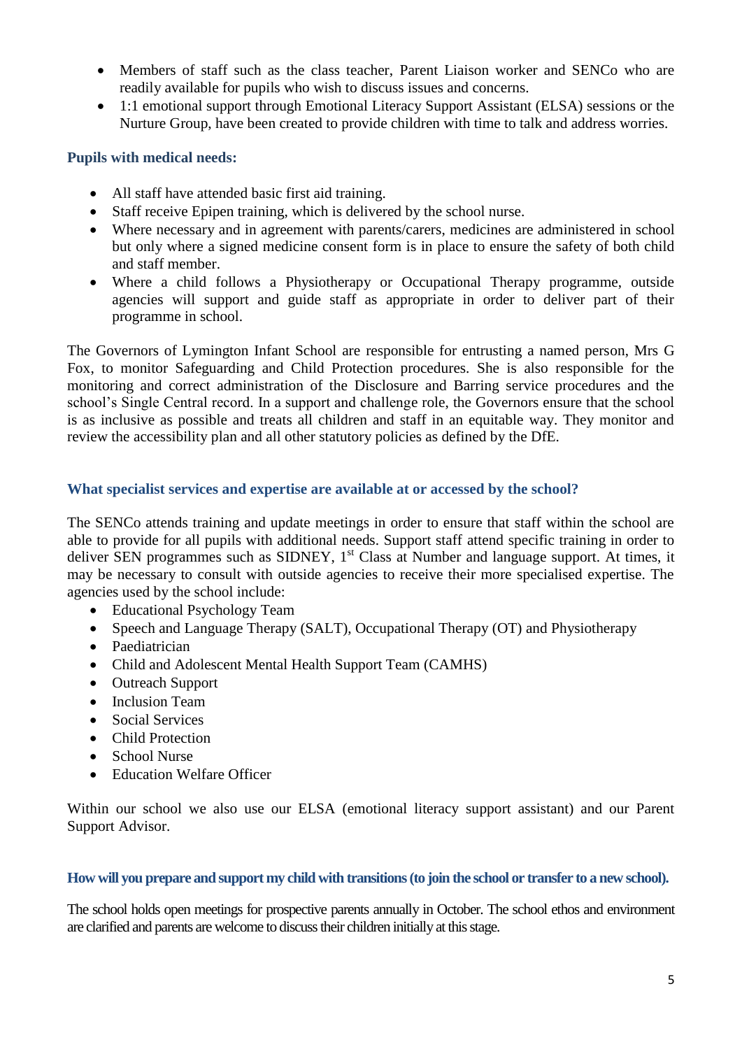- Members of staff such as the class teacher, Parent Liaison worker and SENCo who are readily available for pupils who wish to discuss issues and concerns.
- 1:1 emotional support through Emotional Literacy Support Assistant (ELSA) sessions or the Nurture Group, have been created to provide children with time to talk and address worries.

### Pupils with medical needs:

- All staff have attended basic first aid training.
- Staff receive Epipen training, which is delivered by the school nurse.
- Where necessary and in agreement with parents/carers, medicines are administered in school but only where a signed medicine consent form is in place to ensure the safety of both child and staff member.
- Where a child follows a Physiotherapy or Occupational Therapy programme, outside agencies will support and guide staff as appropriate in order to deliver part of their programme in school.

The Governors of Lymington Infant School are responsible for entrusting a named person, Mrs G Fox, to monitor Safeguarding and Child Protection procedures. She is also responsible for the monitoring and correct administration of the Disclosure and Barring service procedures and the school's Single Central record. In a support and challenge role, the Governors ensure that the school is as inclusive as possible and treats all children and staff in an equitable way. They monitor and review the accessibility plan and all other statutory policies as defined by the DfE.

### What specialist services and expertise are available at or accessed by the school?

The SENCo attends training and update meetings in order to ensure that staff within the school are able to provide for all pupils with additional needs. Support staff attend specific training in order to deliver SEN programmes such as SIDNEY, 1st Class at Number and language support. At times, it may be necessary to consult with outside agencies to receive their more specialised expertise. The agencies used by the school include:

- Educational Psychology Team
- Speech and Language Therapy (SALT), Occupational Therapy (OT) and Physiotherapy
- Paediatrician
- Child and Adolescent Mental Health Support Team (CAMHS)
- Outreach Support
- Inclusion Team
- Social Services
- Child Protection
- School Nurse
- Education Welfare Officer

Within our school we also use our ELSA (emotional literacy support assistant) and our Parent Support Advisor.

### How will you prepare and support my child with transitions (to join the school or transfer to a new school).

The school holds open meetings for prospective parents annually in October. The school ethos and environment are clarified and parents are welcome to discuss their children initially at this stage.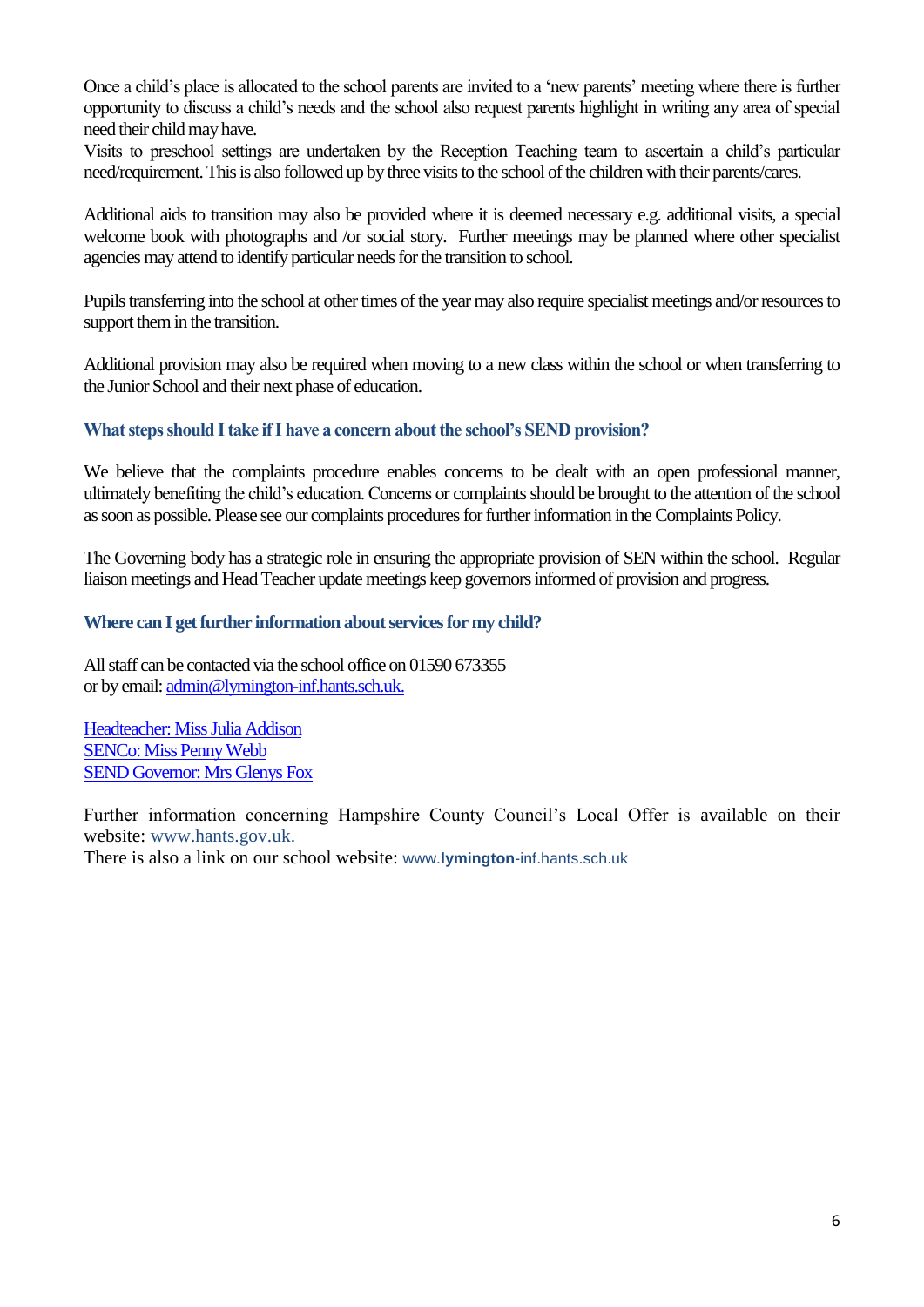Once a child's place is allocated to the school parents are invited to a 'new parents' meeting where there is further opportunity to discuss a child's needs and the school also request parents highlight in writing any area of special need their child may have.

Visits to preschool settings are undertaken by the Reception Teaching team to ascertain a child's particular need/requirement. This is also followed up by three visits to the school of the children with their parents/cares.

Additional aids to transition may also be provided where it is deemed necessary e.g. additional visits, a special welcome book with photographs and /or social story. Further meetings may be planned where other specialist agencies may attend to identify particular needs for the transition to school.

Pupils transferring into the school at other times of the year may also require specialist meetings and/or resources to support them in the transition.

Additional provision may also be required when moving to a new class within the school or when transferring to the Junior School and their next phase of education.

### What steps should I take if I have a concern about the school's SEND provision?

We believe that the complaints procedure enables concerns to be dealt with an open professional manner, ultimately benefiting the child's education. Concerns or complaints should be brought to the attention of the school as soon as possible. Please see our complaints procedures for further information in the Complaints Policy.

The Governing body has a strategic role in ensuring the appropriate provision of SEN within the school. Regular liaison meetings and Head Teacher update meetings keep governors informed of provision and progress.

### Where can I get further information about services for my child?

All staff can be contacted via the school office on 01590 673355
or by email: admin@lymington-inf.hants.sch.uk.

Headteacher: Miss Julia Addison
SENCo: Miss Penny Webb
SEND Governor: Mrs Glenys Fox

Further information concerning Hampshire County Council's Local Offer is available on their website: www.hants.gov.uk.
There is also a link on our school website: www.**lymington**-inf.hants.sch.uk